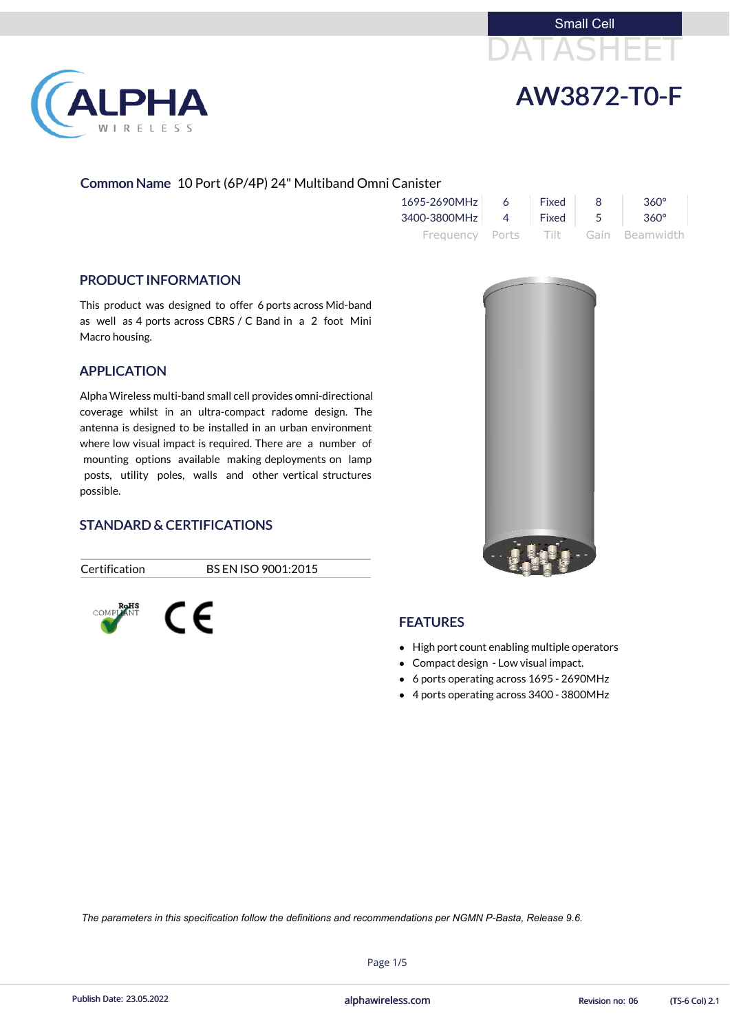Small Cell

DATASHEET

# AW3872-T0-F

**Common Name** 10 Port (6P/4P) 24" Multiband Omni Canister

| Frequency | Ports | Tilt | Gain | Beamwidth |
|---|---|---|---|---|
| 1695-2690MHz | 6 | Fixed | 8 | 360° |
| 3400-3800MHz | 4 | Fixed | 5 | 360° |

## PRODUCT INFORMATION

This product was designed to offer 6 ports across Mid-band as well as 4 ports across CBRS / C Band in a 2 foot Mini Macro housing.

## APPLICATION

Alpha Wireless multi-band small cell provides omni-directional coverage whilst in an ultra-compact radome design. The antenna is designed to be installed in an urban environment where low visual impact is required. There are a number of mounting options available making deployments on lamp posts, utility poles, walls and other vertical structures possible.

## STANDARD & CERTIFICATIONS

| Certification | BS EN ISO 9001:2015 |
|---|---|

RoHS COMPLIANT

CE

## FEATURES

- High port count enabling multiple operators
- Compact design - Low visual impact.
- 6 ports operating across 1695 - 2690MHz
- 4 ports operating across 3400 - 3800MHz

*The parameters in this specification follow the definitions and recommendations per NGMN P-Basta, Release 9.6.*

Publish Date: 23.05.2022 alphawireless.com Revision no: 06 (TS-6 Col) 2.1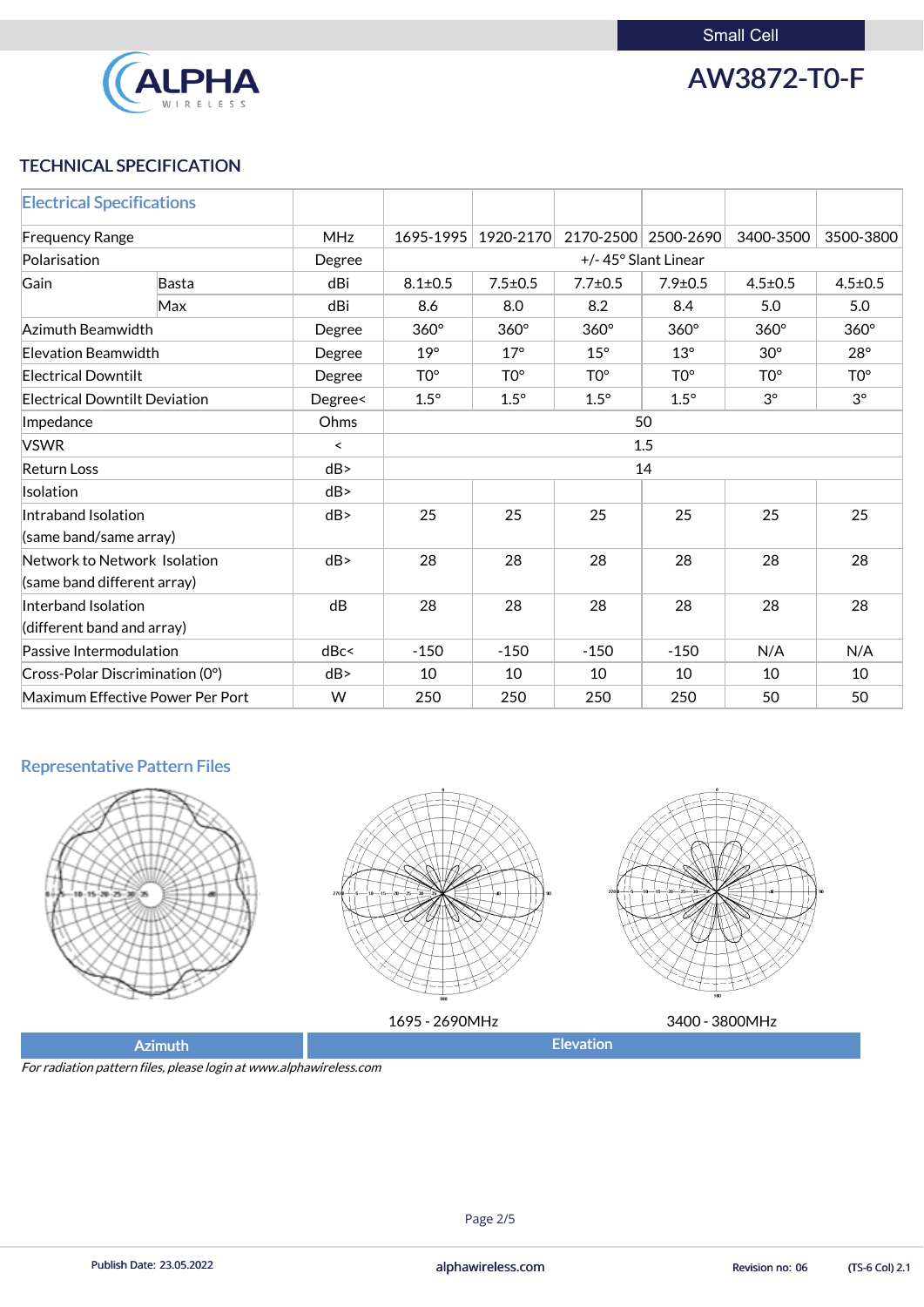Small Cell

# AW3872-T0-F

## TECHNICAL SPECIFICATION

| Electrical Specifications | | | | | | | | |
|---|---|---|---|---|---|---|---|---|
| Frequency Range | | MHz | 1695-1995 | 1920-2170 | 2170-2500 | 2500-2690 | 3400-3500 | 3500-3800 |
| Polarisation | | Degree | +/- 45° Slant Linear | | | | | |
| Gain | Basta | dBi | 8.1±0.5 | 7.5±0.5 | 7.7±0.5 | 7.9±0.5 | 4.5±0.5 | 4.5±0.5 |
| | Max | dBi | 8.6 | 8.0 | 8.2 | 8.4 | 5.0 | 5.0 |
| Azimuth Beamwidth | | Degree | 360° | 360° | 360° | 360° | 360° | 360° |
| Elevation Beamwidth | | Degree | 19° | 17° | 15° | 13° | 30° | 28° |
| Electrical Downtilt | | Degree | T0° | T0° | T0° | T0° | T0° | T0° |
| Electrical Downtilt Deviation | | Degree< | 1.5° | 1.5° | 1.5° | 1.5° | 3° | 3° |
| Impedance | | Ohms | 50 | | | | | |
| VSWR | | < | 1.5 | | | | | |
| Return Loss | | dB> | 14 | | | | | |
| Isolation | | dB> | | | | | | |
| Intraband Isolation (same band/same array) | | dB> | 25 | 25 | 25 | 25 | 25 | 25 |
| Network to Network Isolation (same band different array) | | dB> | 28 | 28 | 28 | 28 | 28 | 28 |
| Interband Isolation (different band and array) | | dB | 28 | 28 | 28 | 28 | 28 | 28 |
| Passive Intermodulation | | dBc< | -150 | -150 | -150 | -150 | N/A | N/A |
| Cross-Polar Discrimination (0°) | | dB> | 10 | 10 | 10 | 10 | 10 | 10 |
| Maximum Effective Power Per Port | | W | 250 | 250 | 250 | 250 | 50 | 50 |

## Representative Pattern Files

1695 - 2690MHz

3400 - 3800MHz

Azimuth | Elevation

*For radiation pattern files, please login at www.alphawireless.com*

Publish Date: 23.05.2022 | alphawireless.com | Revision no: 06 | (TS-6 Col) 2.1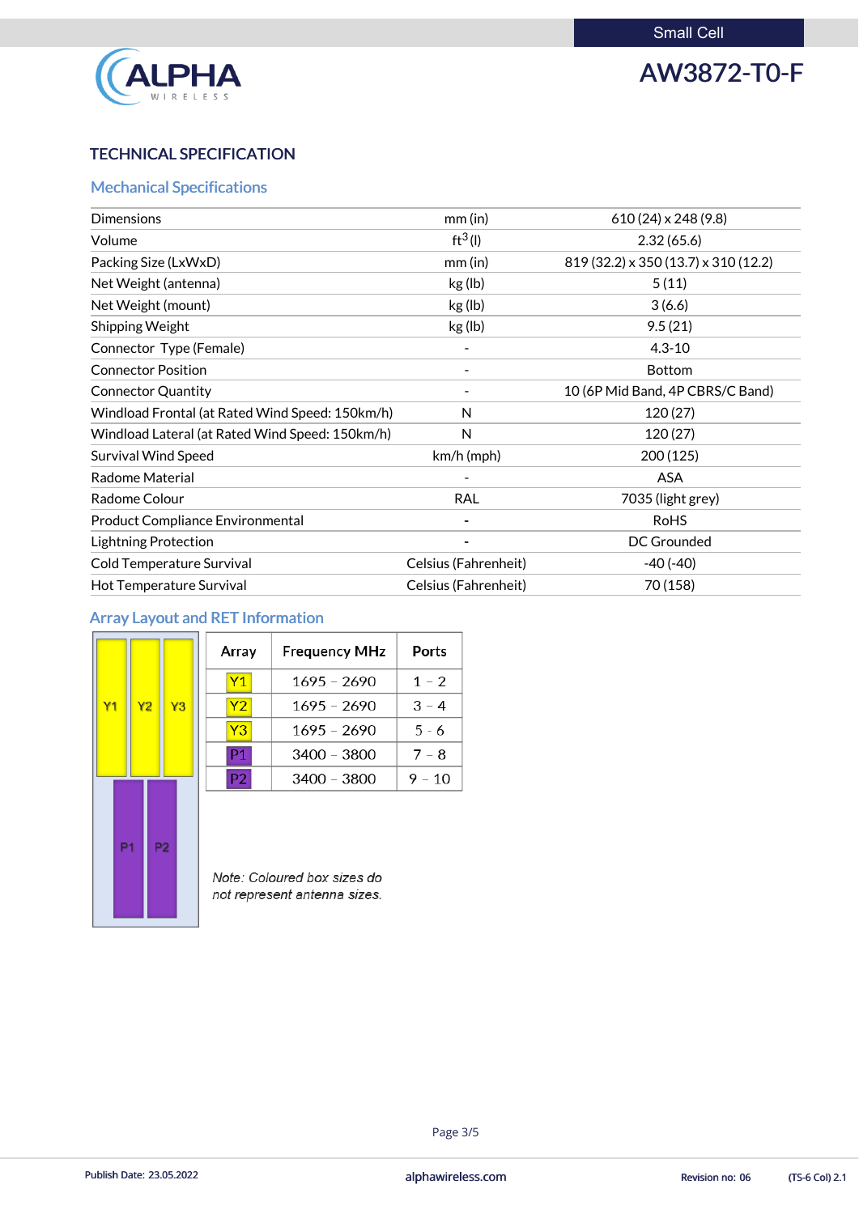Small Cell

# AW3872-T0-F

## TECHNICAL SPECIFICATION

### Mechanical Specifications

| | | |
|---|---|---|
| Dimensions | mm (in) | 610 (24) x 248 (9.8) |
| Volume | $ft^3$ (l) | 2.32 (65.6) |
| Packing Size (LxWxD) | mm (in) | 819 (32.2) x 350 (13.7) x 310 (12.2) |
| Net Weight (antenna) | kg (lb) | 5 (11) |
| Net Weight (mount) | kg (lb) | 3 (6.6) |
| Shipping Weight | kg (lb) | 9.5 (21) |
| Connector Type (Female) | - | 4.3-10 |
| Connector Position | - | Bottom |
| Connector Quantity | - | 10 (6P Mid Band, 4P CBRS/C Band) |
| Windload Frontal (at Rated Wind Speed: 150km/h) | N | 120 (27) |
| Windload Lateral (at Rated Wind Speed: 150km/h) | N | 120 (27) |
| Survival Wind Speed | km/h (mph) | 200 (125) |
| Radome Material | - | ASA |
| Radome Colour | RAL | 7035 (light grey) |
| Product Compliance Environmental | - | RoHS |
| Lightning Protection | - | DC Grounded |
| Cold Temperature Survival | Celsius (Fahrenheit) | -40 (-40) |
| Hot Temperature Survival | Celsius (Fahrenheit) | 70 (158) |

### Array Layout and RET Information

| Array | Frequency MHz | Ports |
|---|---|---|
| Y1 | 1695 – 2690 | 1 – 2 |
| Y2 | 1695 – 2690 | 3 – 4 |
| Y3 | 1695 – 2690 | 5 - 6 |
| P1 | 3400 – 3800 | 7 – 8 |
| P2 | 3400 – 3800 | 9 – 10 |

*Note: Coloured box sizes do not represent antenna sizes.*

Publish Date: 23.05.2022 alphawireless.com Revision no: 06 (TS-6 Col) 2.1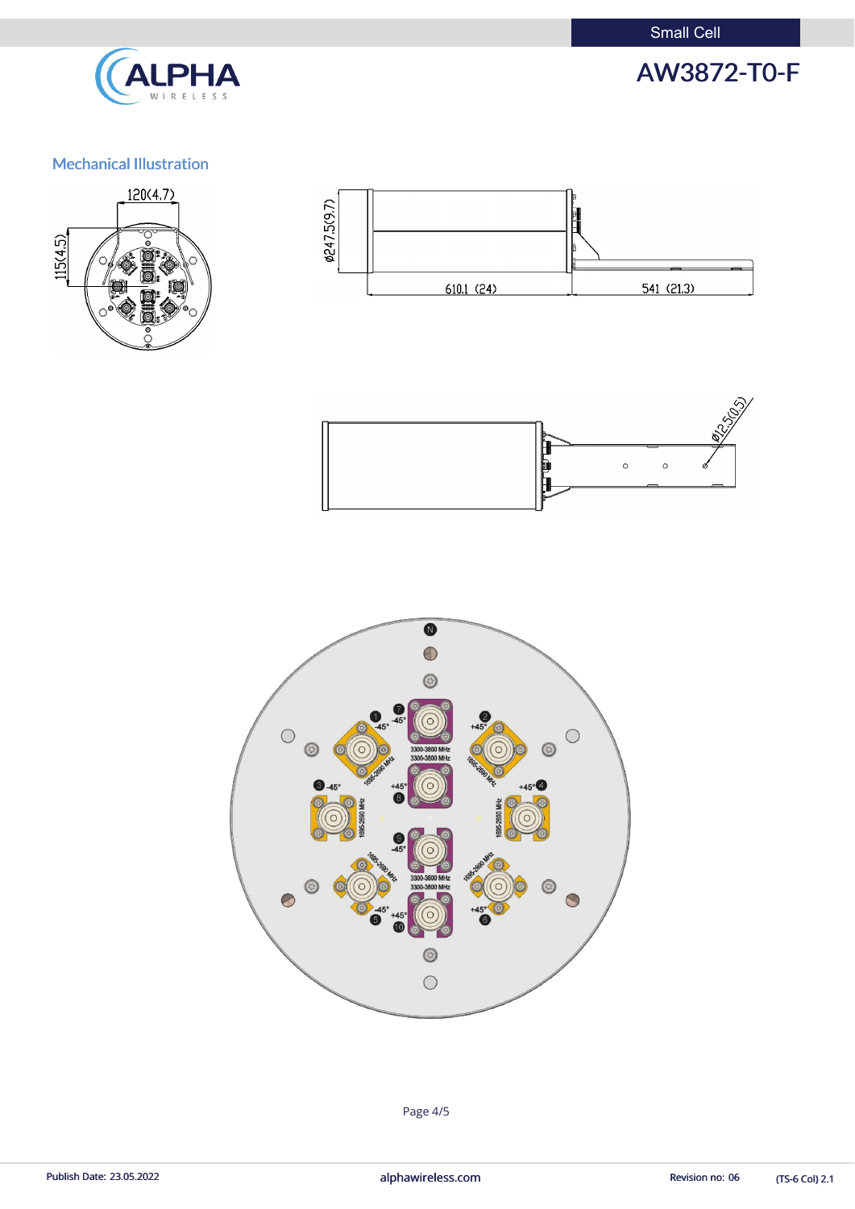## Mechanical Illustration

120(4.7)

115(4.5)

ϕ247.5(9.7)

610.1 (24)

541 (21.3)

ϕ12.5(0.5)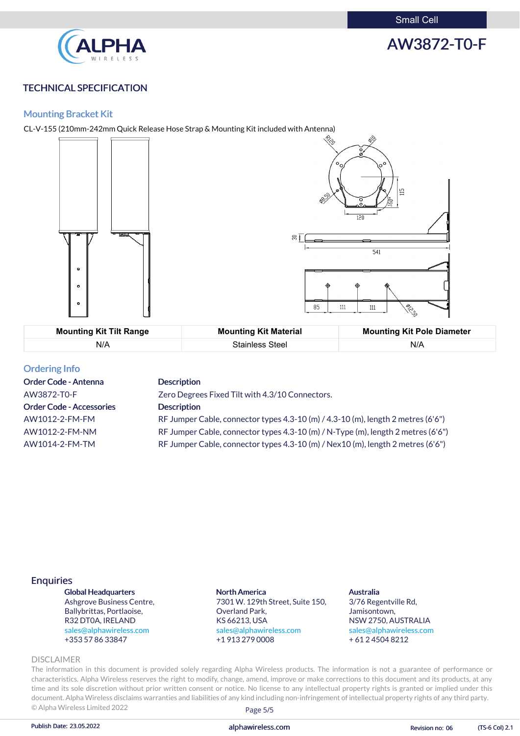## TECHNICAL SPECIFICATION

### Mounting Bracket Kit

CL-V-155 (210mm-242mm Quick Release Hose Strap & Mounting Kit included with Antenna)

R120
Ø10
Ø8.50
120
115
160°
30
541
85
111
111
Ø12.50

| Mounting Kit Tilt Range | Mounting Kit Material | Mounting Kit Pole Diameter |
|---|---|---|
| N/A | Stainless Steel | N/A |

### Ordering Info

| Order Code - Antenna | Description |
|---|---|
| AW3872-T0-F | Zero Degrees Fixed Tilt with 4.3/10 Connectors. |
| **Order Code - Accessories** | **Description** |
| AW1012-2-FM-FM | RF Jumper Cable, connector types 4.3-10 (m) / 4.3-10 (m), length 2 metres (6'6") |
| AW1012-2-FM-NM | RF Jumper Cable, connector types 4.3-10 (m) / N-Type (m), length 2 metres (6'6") |
| AW1014-2-FM-TM | RF Jumper Cable, connector types 4.3-10 (m) / Nex10 (m), length 2 metres (6'6") |

### Enquiries

**Global Headquarters**
Ashgrove Business Centre,
Ballybrittas, Portlaoise,
R32 DT0A, IRELAND
sales@alphawireless.com
+353 57 86 33847

**North America**
7301 W. 129th Street, Suite 150,
Overland Park,
KS 66213, USA
sales@alphawireless.com
+1 913 279 0008

**Australia**
3/76 Regentville Rd,
Jamisontown,
NSW 2750, AUSTRALIA
sales@alphawireless.com
+ 61 2 4504 8212

DISCLAIMER

The information in this document is provided solely regarding Alpha Wireless products. The information is not a guarantee of performance or characteristics. Alpha Wireless reserves the right to modify, change, amend, improve or make corrections to this document and its products, at any time and its sole discretion without prior written consent or notice. No license to any intellectual property rights is granted or implied under this document. Alpha Wireless disclaims warranties and liabilities of any kind including non-infringement of intellectual property rights of any third party.
© Alpha Wireless Limited 2022

Publish Date: 23.05.2022 | alphawireless.com | Revision no: 06 | (TS-6 Col) 2.1